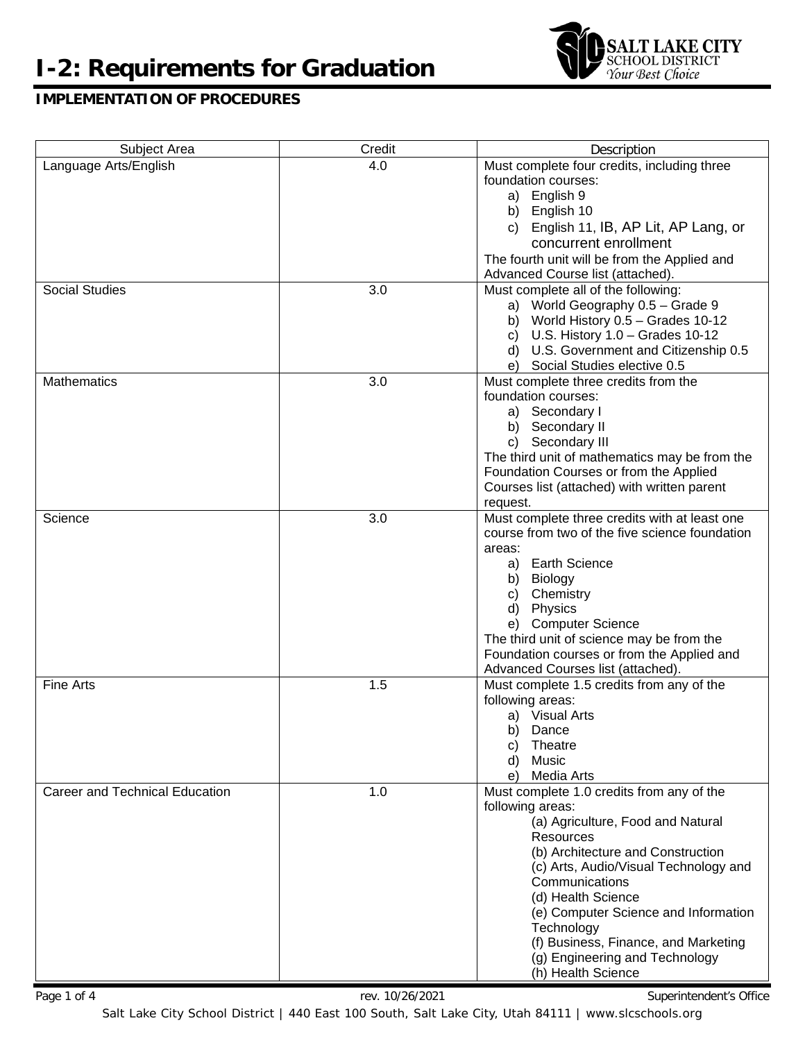# I-2: Requirements for Graduation

**IMPLEMENTATION OF PROCEDURES**

| Subject Area | Credit | Description |
|---|---|---|
| Language Arts/English | 4.0 | Must complete four credits, including three foundation courses:<br>a) English 9<br>b) English 10<br>c) English 11, IB, AP Lit, AP Lang, or concurrent enrollment<br>The fourth unit will be from the Applied and Advanced Course list (attached). |
| Social Studies | 3.0 | Must complete all of the following:<br>a) World Geography 0.5 – Grade 9<br>b) World History 0.5 – Grades 10-12<br>c) U.S. History 1.0 – Grades 10-12<br>d) U.S. Government and Citizenship 0.5<br>e) Social Studies elective 0.5 |
| Mathematics | 3.0 | Must complete three credits from the foundation courses:<br>a) Secondary I<br>b) Secondary II<br>c) Secondary III<br>The third unit of mathematics may be from the Foundation Courses or from the Applied Courses list (attached) with written parent request. |
| Science | 3.0 | Must complete three credits with at least one course from two of the five science foundation areas:<br>a) Earth Science<br>b) Biology<br>c) Chemistry<br>d) Physics<br>e) Computer Science<br>The third unit of science may be from the Foundation courses or from the Applied and Advanced Courses list (attached). |
| Fine Arts | 1.5 | Must complete 1.5 credits from any of the following areas:<br>a) Visual Arts<br>b) Dance<br>c) Theatre<br>d) Music<br>e) Media Arts |
| Career and Technical Education | 1.0 | Must complete 1.0 credits from any of the following areas:<br>(a) Agriculture, Food and Natural Resources<br>(b) Architecture and Construction<br>(c) Arts, Audio/Visual Technology and Communications<br>(d) Health Science<br>(e) Computer Science and Information Technology<br>(f) Business, Finance, and Marketing<br>(g) Engineering and Technology<br>(h) Health Science |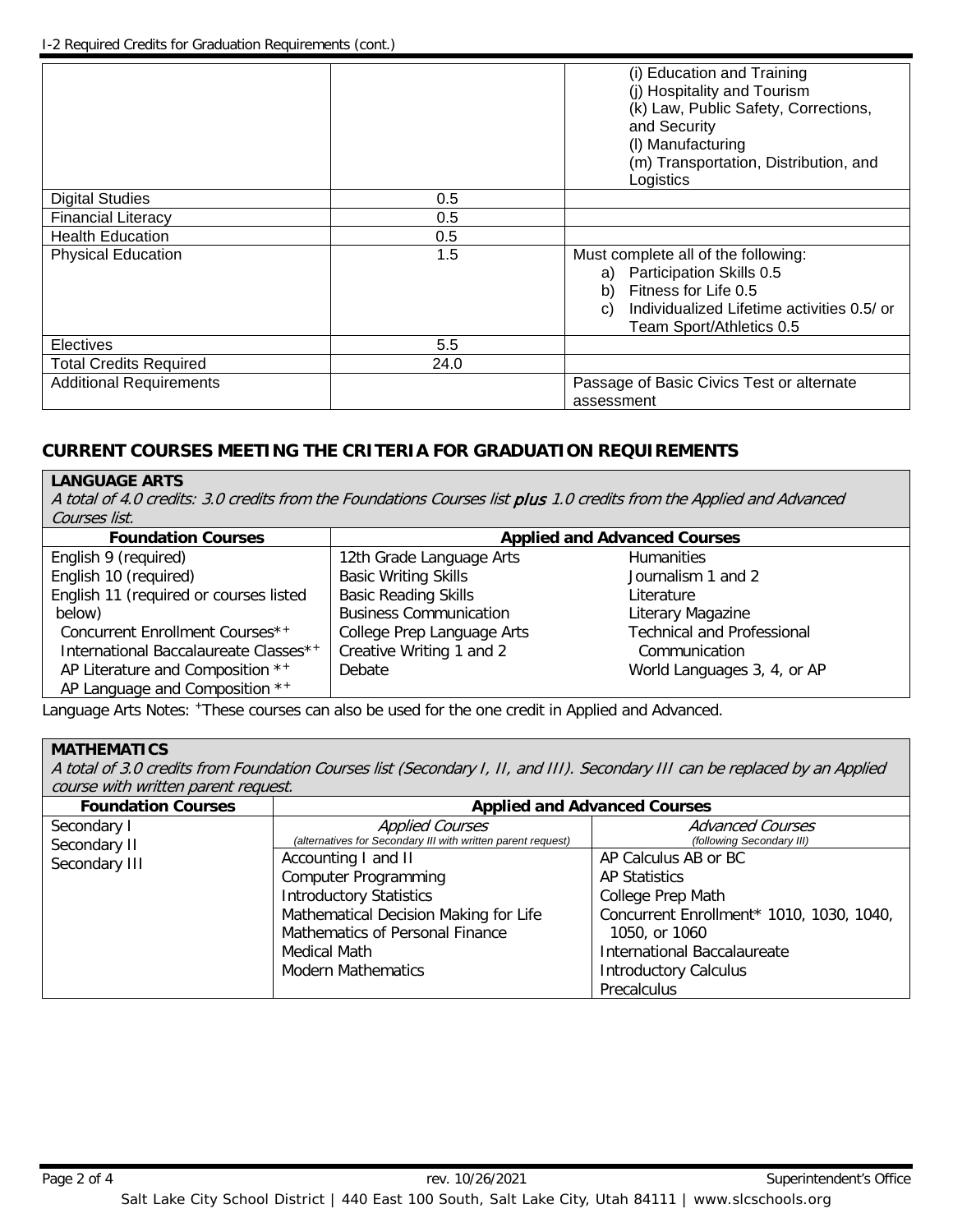I-2 Required Credits for Graduation Requirements (cont.)

| | | |
|---|---|---|
| | | (i) Education and Training<br>(j) Hospitality and Tourism<br>(k) Law, Public Safety, Corrections, and Security<br>(l) Manufacturing<br>(m) Transportation, Distribution, and Logistics |
| Digital Studies | 0.5 | |
| Financial Literacy | 0.5 | |
| Health Education | 0.5 | |
| Physical Education | 1.5 | Must complete all of the following:<br>a) Participation Skills 0.5<br>b) Fitness for Life 0.5<br>c) Individualized Lifetime activities 0.5/ or Team Sport/Athletics 0.5 |
| Electives | 5.5 | |
| Total Credits Required | 24.0 | |
| Additional Requirements | | Passage of Basic Civics Test or alternate assessment |

## CURRENT COURSES MEETING THE CRITERIA FOR GRADUATION REQUIREMENTS

### LANGUAGE ARTS

*A total of 4.0 credits: 3.0 credits from the Foundations Courses list **plus** 1.0 credits from the Applied and Advanced Courses list.*

| Foundation Courses | Applied and Advanced Courses | |
|---|---|---|
| English 9 (required) | 12th Grade Language Arts | Humanities |
| English 10 (required) | Basic Writing Skills | Journalism 1 and 2 |
| English 11 (required or courses listed below) | Basic Reading Skills | Literature |
| Concurrent Enrollment Courses*+ | Business Communication | Literary Magazine |
| International Baccalaureate Classes*+ | College Prep Language Arts | Technical and Professional Communication |
| AP Literature and Composition *+ | Creative Writing 1 and 2 | World Languages 3, 4, or AP |
| AP Language and Composition *+ | Debate | |

Language Arts Notes: +These courses can also be used for the one credit in Applied and Advanced.

### MATHEMATICS

*A total of 3.0 credits from Foundation Courses list (Secondary I, II, and III). Secondary III can be replaced by an Applied course with written parent request.*

| Foundation Courses | Applied and Advanced Courses | |
|---|---|---|
| | *Applied Courses* (alternatives for Secondary III with written parent request) | *Advanced Courses* (following Secondary III) |
| Secondary I | Accounting I and II | AP Calculus AB or BC |
| Secondary II | Computer Programming | AP Statistics |
| Secondary III | Introductory Statistics | College Prep Math |
| | Mathematical Decision Making for Life | Concurrent Enrollment* 1010, 1030, 1040, 1050, or 1060 |
| | Mathematics of Personal Finance | International Baccalaureate |
| | Medical Math | Introductory Calculus |
| | Modern Mathematics | Precalculus |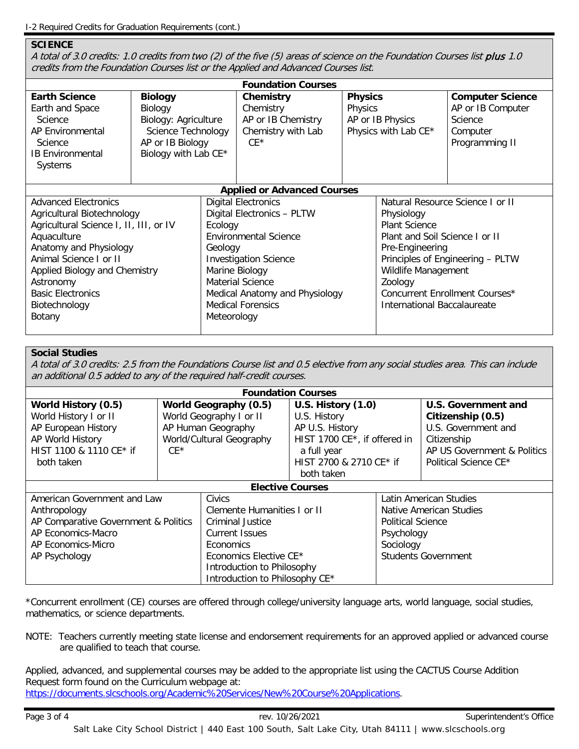I-2 Required Credits for Graduation Requirements (cont.)

## SCIENCE

*A total of 3.0 credits: 1.0 credits from two (2) of the five (5) areas of science on the Foundation Courses list **plus** 1.0 credits from the Foundation Courses list or the Applied and Advanced Courses list.*

**Foundation Courses**

| Earth Science | Biology | Chemistry | Physics | Computer Science |
|---|---|---|---|---|
| Earth and Space Science | Biology | Chemistry | Physics | AP or IB Computer Science |
| AP Environmental Science | Biology: Agriculture Science Technology | AP or IB Chemistry | AP or IB Physics | Computer Programming II |
| IB Environmental Systems | AP or IB Biology | Chemistry with Lab CE* | Physics with Lab CE* | |
| | Biology with Lab CE* | | | |

**Applied or Advanced Courses**

| | | |
|---|---|---|
| Advanced Electronics | Digital Electronics | Natural Resource Science I or II |
| Agricultural Biotechnology | Digital Electronics – PLTW | Physiology |
| Agricultural Science I, II, III, or IV | Ecology | Plant Science |
| Aquaculture | Environmental Science | Plant and Soil Science I or II |
| Anatomy and Physiology | Geology | Pre-Engineering |
| Animal Science I or II | Investigation Science | Principles of Engineering – PLTW |
| Applied Biology and Chemistry | Marine Biology | Wildlife Management |
| Astronomy | Material Science | Zoology |
| Basic Electronics | Medical Anatomy and Physiology | Concurrent Enrollment Courses* |
| Biotechnology | Medical Forensics | International Baccalaureate |
| Botany | Meteorology | |

## Social Studies

*A total of 3.0 credits: 2.5 from the Foundations Course list and 0.5 elective from any social studies area. This can include an additional 0.5 added to any of the required half-credit courses.*

**Foundation Courses**

| World History (0.5) | World Geography (0.5) | U.S. History (1.0) | U.S. Government and Citizenship (0.5) |
|---|---|---|---|
| World History I or II | World Geography I or II | U.S. History | U.S. Government and Citizenship |
| AP European History | AP Human Geography | AP U.S. History | AP US Government & Politics |
| AP World History | World/Cultural Geography CE* | HIST 1700 CE*, if offered in a full year | Political Science CE* |
| HIST 1100 & 1110 CE* if both taken | | HIST 2700 & 2710 CE* if both taken | |

**Elective Courses**

| | | |
|---|---|---|
| American Government and Law | Civics | Latin American Studies |
| Anthropology | Clemente Humanities I or II | Native American Studies |
| AP Comparative Government & Politics | Criminal Justice | Political Science |
| AP Economics-Macro | Current Issues | Psychology |
| AP Economics-Micro | Economics | Sociology |
| AP Psychology | Economics Elective CE* | Students Government |
| | Introduction to Philosophy | |
| | Introduction to Philosophy CE* | |

*Concurrent enrollment (CE) courses are offered through college/university language arts, world language, social studies, mathematics, or science departments.

NOTE: Teachers currently meeting state license and endorsement requirements for an approved applied or advanced course are qualified to teach that course.

Applied, advanced, and supplemental courses may be added to the appropriate list using the CACTUS Course Addition Request form found on the Curriculum webpage at: https://documents.slcschools.org/Academic%20Services/New%20Course%20Applications.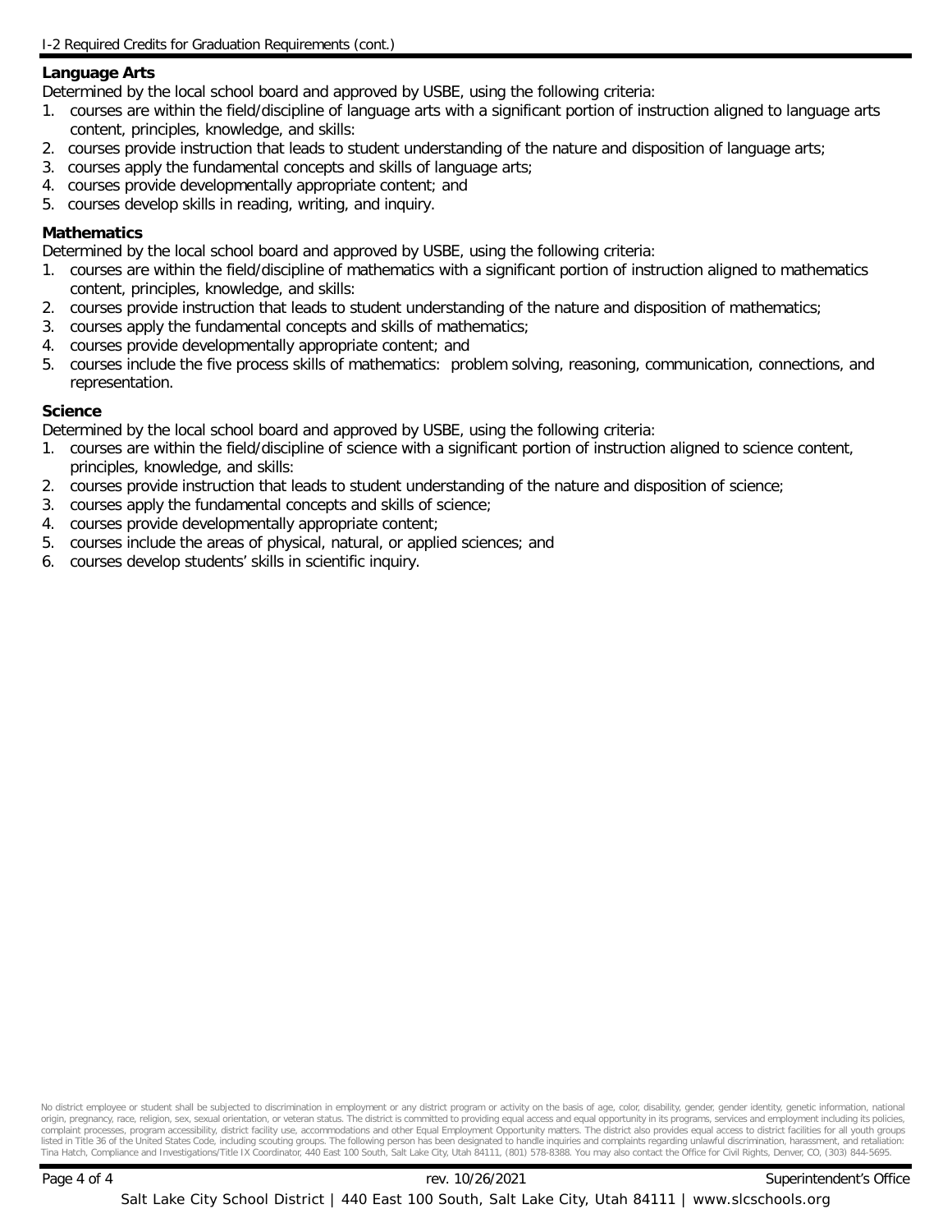### Language Arts

Determined by the local school board and approved by USBE, using the following criteria:

1. courses are within the field/discipline of language arts with a significant portion of instruction aligned to language arts content, principles, knowledge, and skills:
2. courses provide instruction that leads to student understanding of the nature and disposition of language arts;
3. courses apply the fundamental concepts and skills of language arts;
4. courses provide developmentally appropriate content; and
5. courses develop skills in reading, writing, and inquiry.

### Mathematics

Determined by the local school board and approved by USBE, using the following criteria:

1. courses are within the field/discipline of mathematics with a significant portion of instruction aligned to mathematics content, principles, knowledge, and skills:
2. courses provide instruction that leads to student understanding of the nature and disposition of mathematics;
3. courses apply the fundamental concepts and skills of mathematics;
4. courses provide developmentally appropriate content; and
5. courses include the five process skills of mathematics: problem solving, reasoning, communication, connections, and representation.

### Science

Determined by the local school board and approved by USBE, using the following criteria:

1. courses are within the field/discipline of science with a significant portion of instruction aligned to science content, principles, knowledge, and skills:
2. courses provide instruction that leads to student understanding of the nature and disposition of science;
3. courses apply the fundamental concepts and skills of science;
4. courses provide developmentally appropriate content;
5. courses include the areas of physical, natural, or applied sciences; and
6. courses develop students' skills in scientific inquiry.

No district employee or student shall be subjected to discrimination in employment or any district program or activity on the basis of age, color, disability, gender, gender identity, genetic information, national origin, pregnancy, race, religion, sex, sexual orientation, or veteran status. The district is committed to providing equal access and equal opportunity in its programs, services and employment including its policies, complaint processes, program accessibility, district facility use, accommodations and other Equal Employment Opportunity matters. The district also provides equal access to district facilities for all youth groups listed in Title 36 of the United States Code, including scouting groups. The following person has been designated to handle inquiries and complaints regarding unlawful discrimination, harassment, and retaliation: Tina Hatch, Compliance and Investigations/Title IX Coordinator, 440 East 100 South, Salt Lake City, Utah 84111, (801) 578-8388. You may also contact the Office for Civil Rights, Denver, CO, (303) 844-5695.